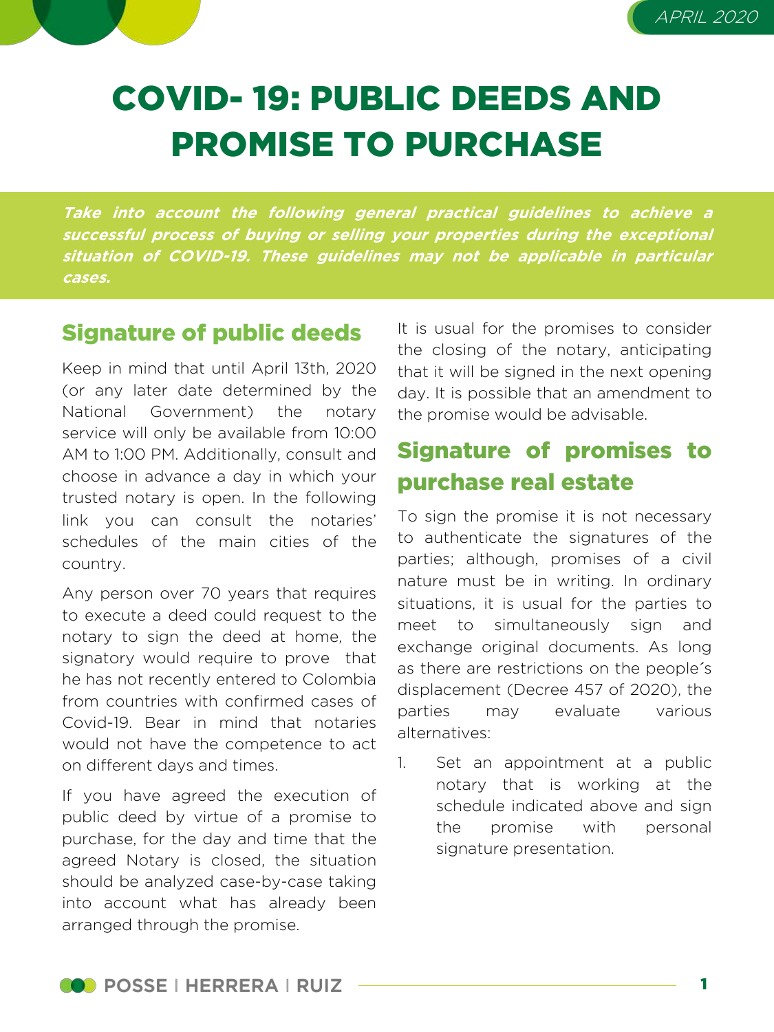# COVID- 19: PUBLIC DEEDS AND PROMISE TO PURCHASE

***Take into account the following general practical guidelines to achieve a successful process of buying or selling your properties during the exceptional situation of COVID-19. These guidelines may not be applicable in particular cases.***

## Signature of public deeds

Keep in mind that until April 13th, 2020 (or any later date determined by the National Government) the notary service will only be available from 10:00 AM to 1:00 PM. Additionally, consult and choose in advance a day in which your trusted notary is open. In the following link you can consult the notaries' schedules of the main cities of the country.

Any person over 70 years that requires to execute a deed could request to the notary to sign the deed at home, the signatory would require to prove that he has not recently entered to Colombia from countries with confirmed cases of Covid-19. Bear in mind that notaries would not have the competence to act on different days and times.

If you have agreed the execution of public deed by virtue of a promise to purchase, for the day and time that the agreed Notary is closed, the situation should be analyzed case-by-case taking into account what has already been arranged through the promise.

It is usual for the promises to consider the closing of the notary, anticipating that it will be signed in the next opening day. It is possible that an amendment to the promise would be advisable.

## Signature of promises to purchase real estate

To sign the promise it is not necessary to authenticate the signatures of the parties; although, promises of a civil nature must be in writing. In ordinary situations, it is usual for the parties to meet to simultaneously sign and exchange original documents. As long as there are restrictions on the people´s displacement (Decree 457 of 2020), the parties may evaluate various alternatives:

1. Set an appointment at a public notary that is working at the schedule indicated above and sign the promise with personal signature presentation.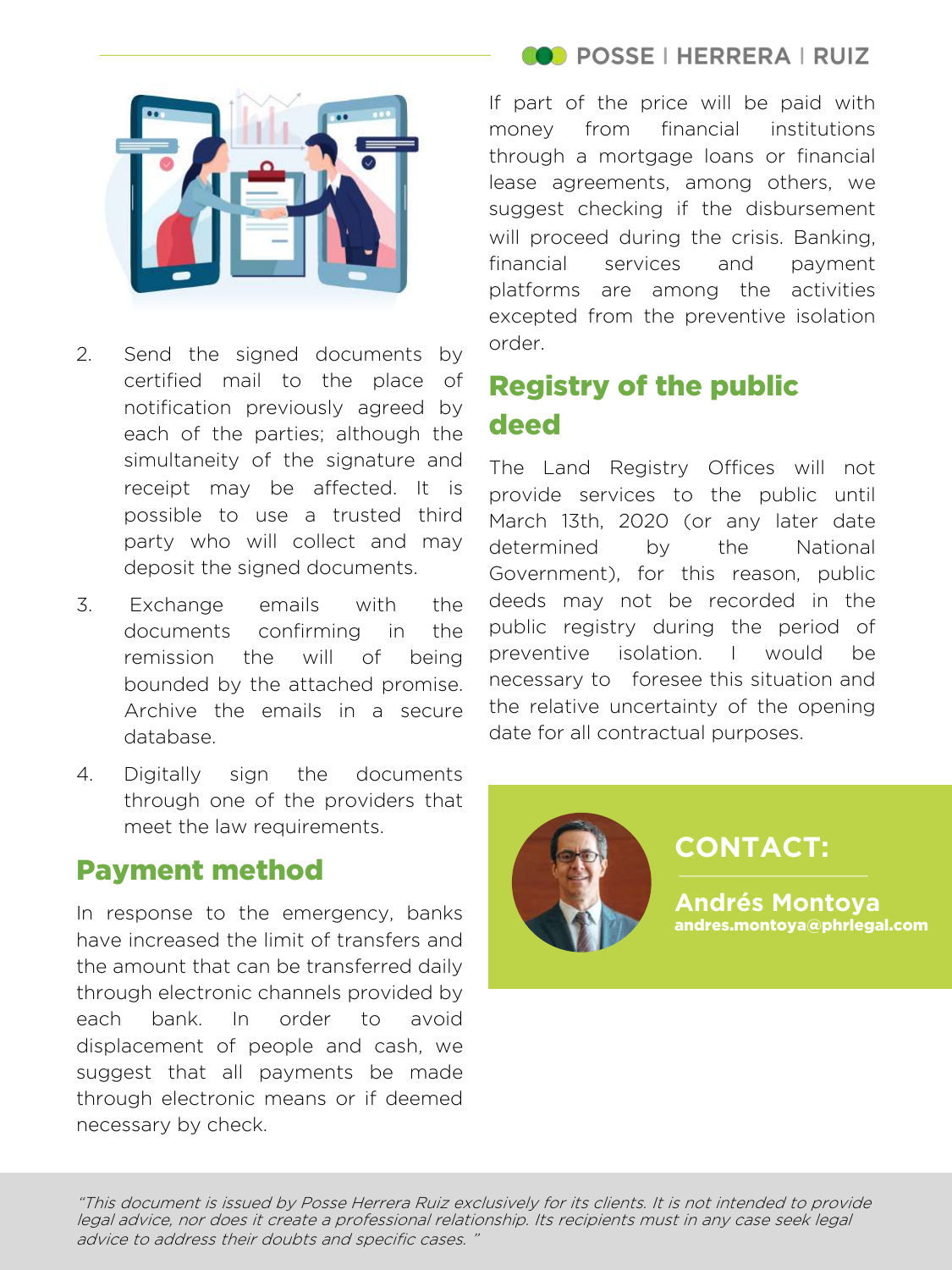2. Send the signed documents by certified mail to the place of notification previously agreed by each of the parties; although the simultaneity of the signature and receipt may be affected. It is possible to use a trusted third party who will collect and may deposit the signed documents.
3. Exchange emails with the documents confirming in the remission the will of being bounded by the attached promise. Archive the emails in a secure database.
4. Digitally sign the documents through one of the providers that meet the law requirements.

## Payment method

In response to the emergency, banks have increased the limit of transfers and the amount that can be transferred daily through electronic channels provided by each bank. In order to avoid displacement of people and cash, we suggest that all payments be made through electronic means or if deemed necessary by check.

If part of the price will be paid with money from financial institutions through a mortgage loans or financial lease agreements, among others, we suggest checking if the disbursement will proceed during the crisis. Banking, financial services and payment platforms are among the activities excepted from the preventive isolation order.

## Registry of the public deed

The Land Registry Offices will not provide services to the public until March 13th, 2020 (or any later date determined by the National Government), for this reason, public deeds may not be recorded in the public registry during the period of preventive isolation. I would be necessary to foresee this situation and the relative uncertainty of the opening date for all contractual purposes.

**CONTACT:**

**Andrés Montoya**
**andres.montoya@phrlegal.com**

*"This document is issued by Posse Herrera Ruiz exclusively for its clients. It is not intended to provide legal advice, nor does it create a professional relationship. Its recipients must in any case seek legal advice to address their doubts and specific cases. "*